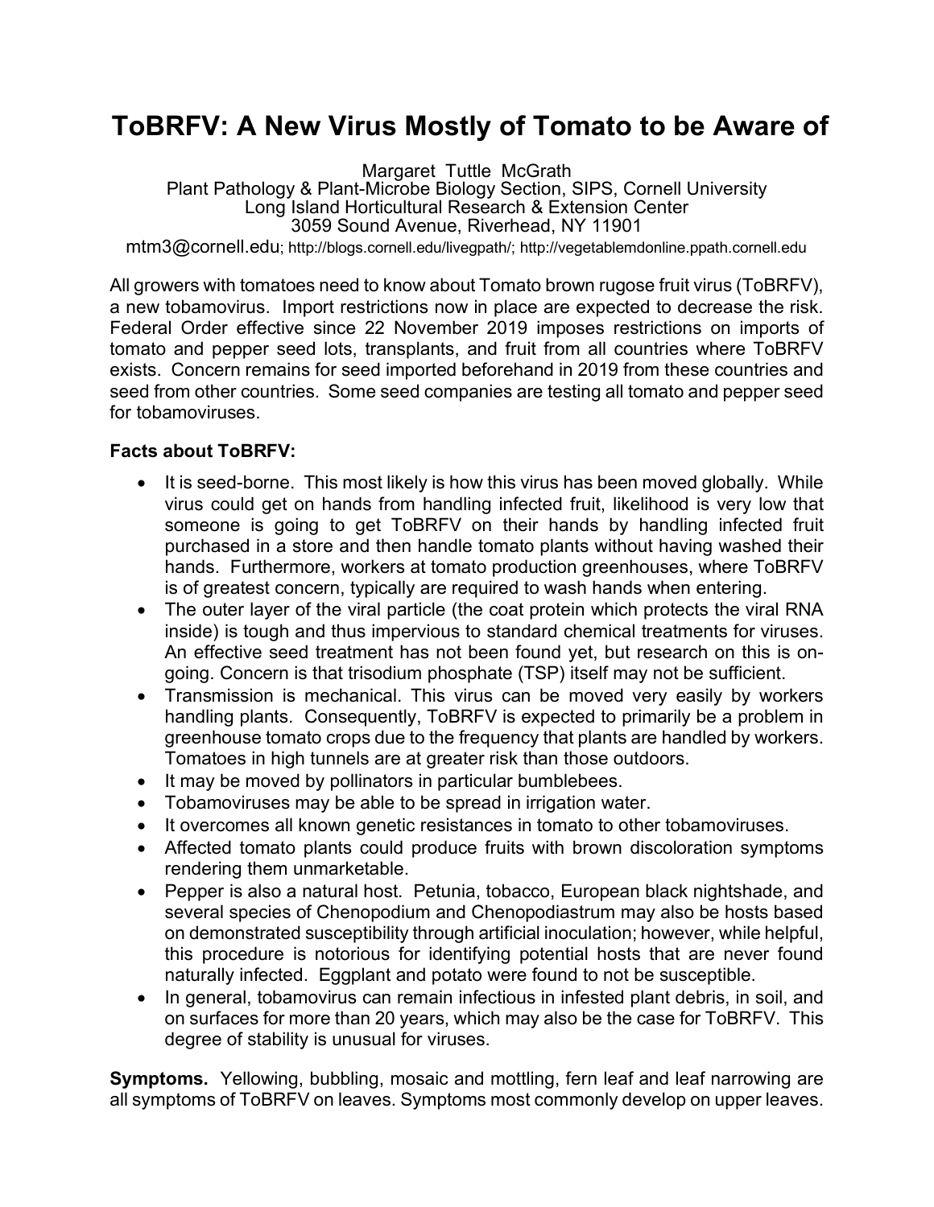# ToBRFV: A New Virus Mostly of Tomato to be Aware of

Margaret Tuttle McGrath
Plant Pathology & Plant-Microbe Biology Section, SIPS, Cornell University
Long Island Horticultural Research & Extension Center
3059 Sound Avenue, Riverhead, NY 11901
mtm3@cornell.edu; http://blogs.cornell.edu/livegpath/; http://vegetablemdonline.ppath.cornell.edu

All growers with tomatoes need to know about Tomato brown rugose fruit virus (ToBRFV), a new tobamovirus. Import restrictions now in place are expected to decrease the risk. Federal Order effective since 22 November 2019 imposes restrictions on imports of tomato and pepper seed lots, transplants, and fruit from all countries where ToBRFV exists. Concern remains for seed imported beforehand in 2019 from these countries and seed from other countries. Some seed companies are testing all tomato and pepper seed for tobamoviruses.

**Facts about ToBRFV:**

- It is seed-borne. This most likely is how this virus has been moved globally. While virus could get on hands from handling infected fruit, likelihood is very low that someone is going to get ToBRFV on their hands by handling infected fruit purchased in a store and then handle tomato plants without having washed their hands. Furthermore, workers at tomato production greenhouses, where ToBRFV is of greatest concern, typically are required to wash hands when entering.
- The outer layer of the viral particle (the coat protein which protects the viral RNA inside) is tough and thus impervious to standard chemical treatments for viruses. An effective seed treatment has not been found yet, but research on this is on-going. Concern is that trisodium phosphate (TSP) itself may not be sufficient.
- Transmission is mechanical. This virus can be moved very easily by workers handling plants. Consequently, ToBRFV is expected to primarily be a problem in greenhouse tomato crops due to the frequency that plants are handled by workers. Tomatoes in high tunnels are at greater risk than those outdoors.
- It may be moved by pollinators in particular bumblebees.
- Tobamoviruses may be able to be spread in irrigation water.
- It overcomes all known genetic resistances in tomato to other tobamoviruses.
- Affected tomato plants could produce fruits with brown discoloration symptoms rendering them unmarketable.
- Pepper is also a natural host. Petunia, tobacco, European black nightshade, and several species of Chenopodium and Chenopodiastrum may also be hosts based on demonstrated susceptibility through artificial inoculation; however, while helpful, this procedure is notorious for identifying potential hosts that are never found naturally infected. Eggplant and potato were found to not be susceptible.
- In general, tobamovirus can remain infectious in infested plant debris, in soil, and on surfaces for more than 20 years, which may also be the case for ToBRFV. This degree of stability is unusual for viruses.

**Symptoms.** Yellowing, bubbling, mosaic and mottling, fern leaf and leaf narrowing are all symptoms of ToBRFV on leaves. Symptoms most commonly develop on upper leaves.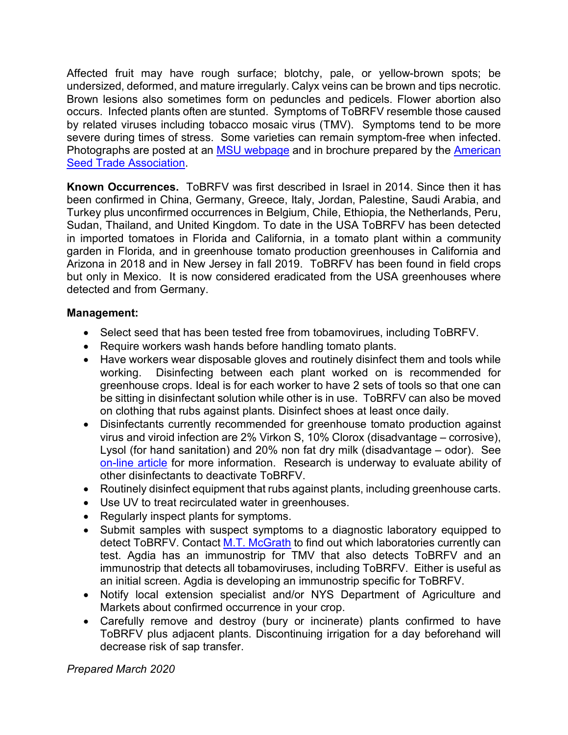Affected fruit may have rough surface; blotchy, pale, or yellow-brown spots; be undersized, deformed, and mature irregularly. Calyx veins can be brown and tips necrotic. Brown lesions also sometimes form on peduncles and pedicels. Flower abortion also occurs. Infected plants often are stunted. Symptoms of ToBRFV resemble those caused by related viruses including tobacco mosaic virus (TMV). Symptoms tend to be more severe during times of stress. Some varieties can remain symptom-free when infected. Photographs are posted at an MSU webpage and in brochure prepared by the American Seed Trade Association.

**Known Occurrences.** ToBRFV was first described in Israel in 2014. Since then it has been confirmed in China, Germany, Greece, Italy, Jordan, Palestine, Saudi Arabia, and Turkey plus unconfirmed occurrences in Belgium, Chile, Ethiopia, the Netherlands, Peru, Sudan, Thailand, and United Kingdom. To date in the USA ToBRFV has been detected in imported tomatoes in Florida and California, in a tomato plant within a community garden in Florida, and in greenhouse tomato production greenhouses in California and Arizona in 2018 and in New Jersey in fall 2019. ToBRFV has been found in field crops but only in Mexico. It is now considered eradicated from the USA greenhouses where detected and from Germany.

**Management:**

- Select seed that has been tested free from tobamoviruses, including ToBRFV.
- Require workers wash hands before handling tomato plants.
- Have workers wear disposable gloves and routinely disinfect them and tools while working. Disinfecting between each plant worked on is recommended for greenhouse crops. Ideal is for each worker to have 2 sets of tools so that one can be sitting in disinfectant solution while other is in use. ToBRFV can also be moved on clothing that rubs against plants. Disinfect shoes at least once daily.
- Disinfectants currently recommended for greenhouse tomato production against virus and viroid infection are 2% Virkon S, 10% Clorox (disadvantage – corrosive), Lysol (for hand sanitation) and 20% non fat dry milk (disadvantage – odor). See on-line article for more information. Research is underway to evaluate ability of other disinfectants to deactivate ToBRFV.
- Routinely disinfect equipment that rubs against plants, including greenhouse carts.
- Use UV to treat recirculated water in greenhouses.
- Regularly inspect plants for symptoms.
- Submit samples with suspect symptoms to a diagnostic laboratory equipped to detect ToBRFV. Contact M.T. McGrath to find out which laboratories currently can test. Agdia has an immunostrip for TMV that also detects ToBRFV and an immunostrip that detects all tobamoviruses, including ToBRFV. Either is useful as an initial screen. Agdia is developing an immunostrip specific for ToBRFV.
- Notify local extension specialist and/or NYS Department of Agriculture and Markets about confirmed occurrence in your crop.
- Carefully remove and destroy (bury or incinerate) plants confirmed to have ToBRFV plus adjacent plants. Discontinuing irrigation for a day beforehand will decrease risk of sap transfer.

*Prepared March 2020*